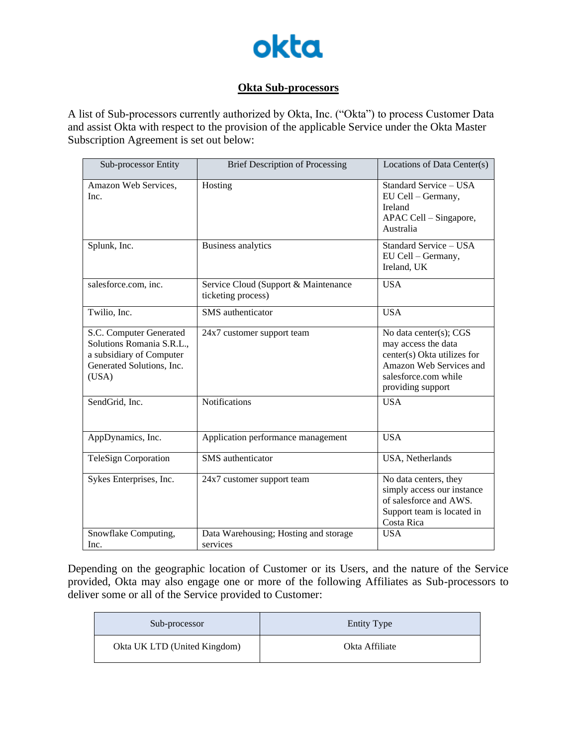okta

# Okta Sub-processors

A list of Sub-processors currently authorized by Okta, Inc. ("Okta") to process Customer Data and assist Okta with respect to the provision of the applicable Service under the Okta Master Subscription Agreement is set out below:

| Sub-processor Entity | Brief Description of Processing | Locations of Data Center(s) |
|---|---|---|
| Amazon Web Services, Inc. | Hosting | Standard Service – USA<br>EU Cell – Germany, Ireland<br>APAC Cell – Singapore, Australia |
| Splunk, Inc. | Business analytics | Standard Service – USA<br>EU Cell – Germany, Ireland, UK |
| salesforce.com, inc. | Service Cloud (Support & Maintenance ticketing process) | USA |
| Twilio, Inc. | SMS authenticator | USA |
| S.C. Computer Generated Solutions Romania S.R.L., a subsidiary of Computer Generated Solutions, Inc. (USA) | 24x7 customer support team | No data center(s); CGS may access the data center(s) Okta utilizes for Amazon Web Services and salesforce.com while providing support |
| SendGrid, Inc. | Notifications | USA |
| AppDynamics, Inc. | Application performance management | USA |
| TeleSign Corporation | SMS authenticator | USA, Netherlands |
| Sykes Enterprises, Inc. | 24x7 customer support team | No data centers, they simply access our instance of salesforce and AWS. Support team is located in Costa Rica |
| Snowflake Computing, Inc. | Data Warehousing; Hosting and storage services | USA |

Depending on the geographic location of Customer or its Users, and the nature of the Service provided, Okta may also engage one or more of the following Affiliates as Sub-processors to deliver some or all of the Service provided to Customer:

| Sub-processor | Entity Type |
|---|---|
| Okta UK LTD (United Kingdom) | Okta Affiliate |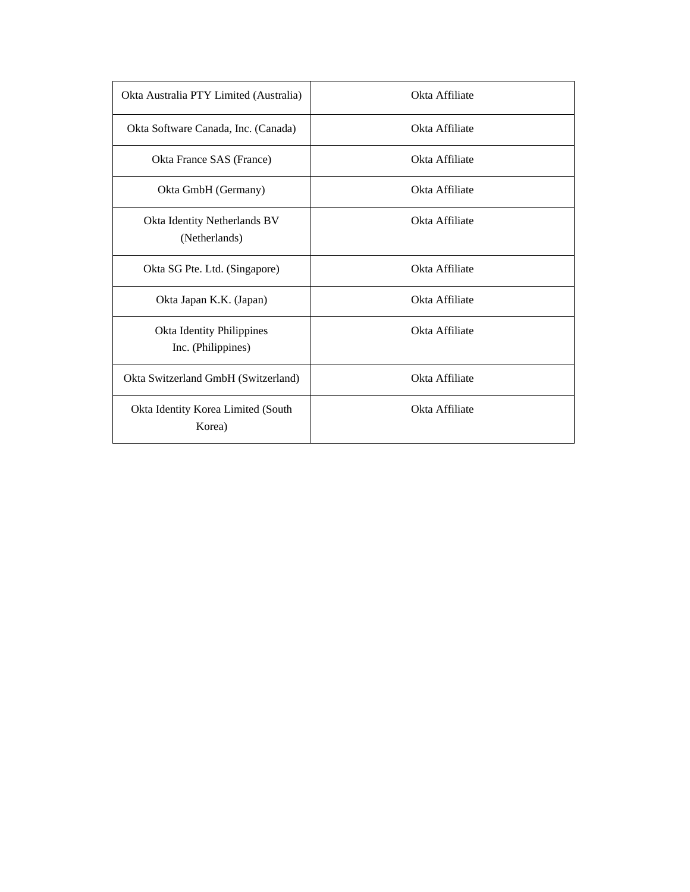| Okta Australia PTY Limited (Australia) | Okta Affiliate |
|---|---|
| Okta Software Canada, Inc. (Canada) | Okta Affiliate |
| Okta France SAS (France) | Okta Affiliate |
| Okta GmbH (Germany) | Okta Affiliate |
| Okta Identity Netherlands BV (Netherlands) | Okta Affiliate |
| Okta SG Pte. Ltd. (Singapore) | Okta Affiliate |
| Okta Japan K.K. (Japan) | Okta Affiliate |
| Okta Identity Philippines Inc. (Philippines) | Okta Affiliate |
| Okta Switzerland GmbH (Switzerland) | Okta Affiliate |
| Okta Identity Korea Limited (South Korea) | Okta Affiliate |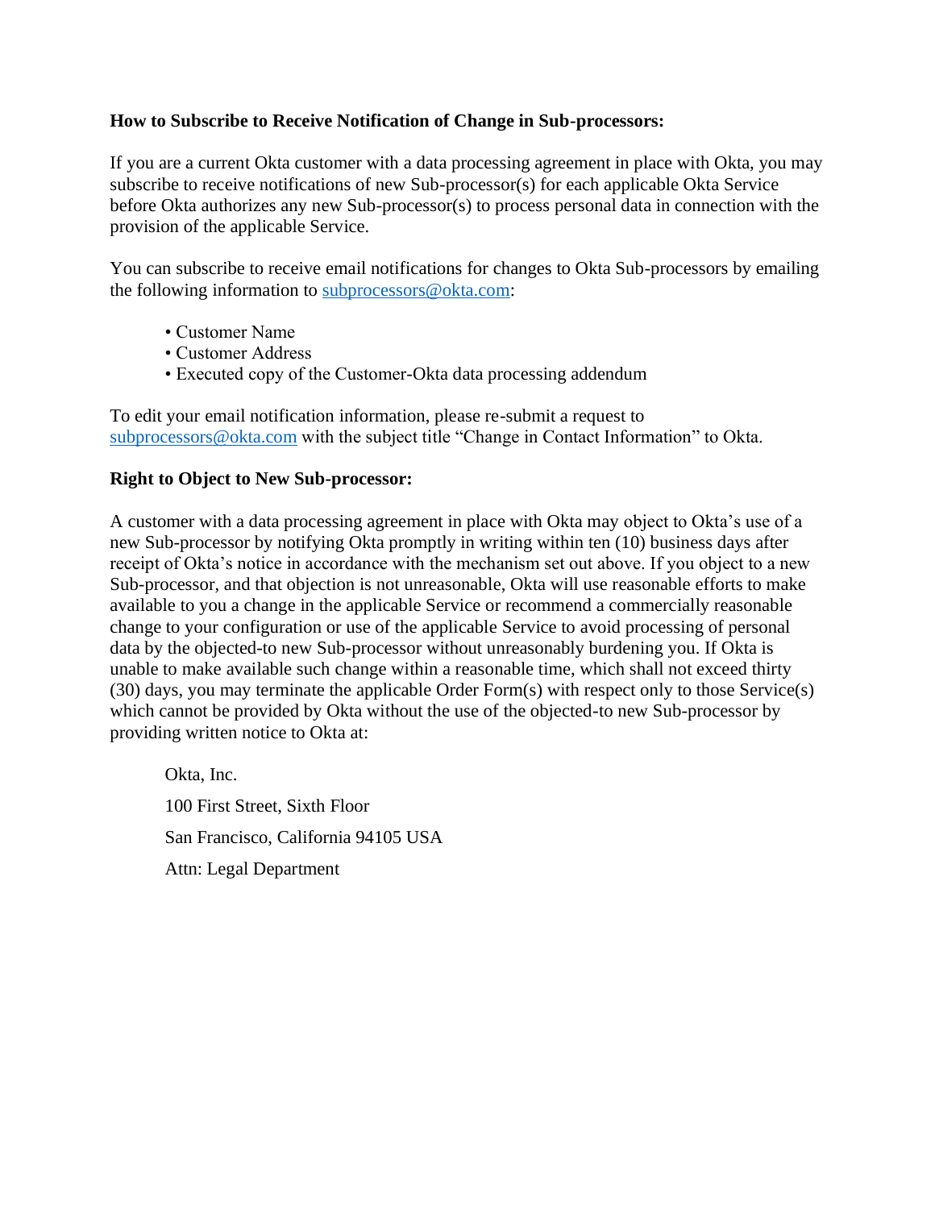**How to Subscribe to Receive Notification of Change in Sub-processors:**

If you are a current Okta customer with a data processing agreement in place with Okta, you may subscribe to receive notifications of new Sub-processor(s) for each applicable Okta Service before Okta authorizes any new Sub-processor(s) to process personal data in connection with the provision of the applicable Service.

You can subscribe to receive email notifications for changes to Okta Sub-processors by emailing the following information to subprocessors@okta.com:

- Customer Name
- Customer Address
- Executed copy of the Customer-Okta data processing addendum

To edit your email notification information, please re-submit a request to subprocessors@okta.com with the subject title "Change in Contact Information" to Okta.

**Right to Object to New Sub-processor:**

A customer with a data processing agreement in place with Okta may object to Okta's use of a new Sub-processor by notifying Okta promptly in writing within ten (10) business days after receipt of Okta's notice in accordance with the mechanism set out above. If you object to a new Sub-processor, and that objection is not unreasonable, Okta will use reasonable efforts to make available to you a change in the applicable Service or recommend a commercially reasonable change to your configuration or use of the applicable Service to avoid processing of personal data by the objected-to new Sub-processor without unreasonably burdening you. If Okta is unable to make available such change within a reasonable time, which shall not exceed thirty (30) days, you may terminate the applicable Order Form(s) with respect only to those Service(s) which cannot be provided by Okta without the use of the objected-to new Sub-processor by providing written notice to Okta at:

Okta, Inc.

100 First Street, Sixth Floor

San Francisco, California 94105 USA

Attn: Legal Department